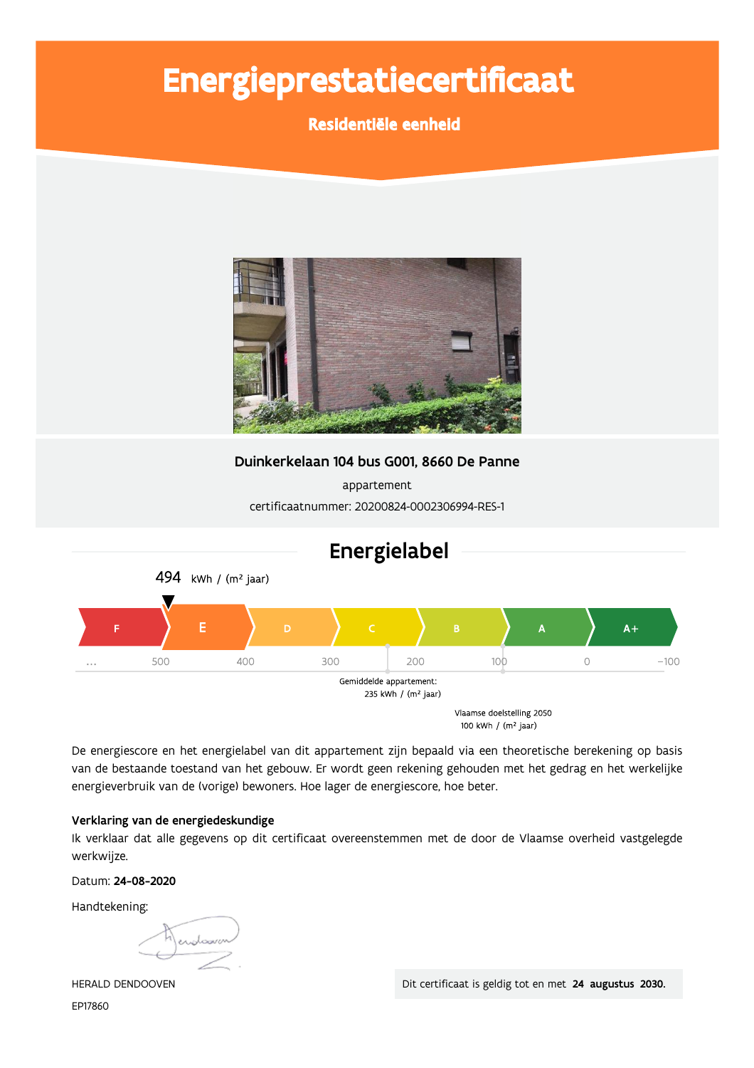# Energieprestatiecertificaat

## Residentiële eenheid

**Duinkerkelaan 104 bus G001, 8660 De Panne**

appartement

certificaatnummer: 20200824-0002306994-RES-1

## Energielabel

494 kWh / (m² jaar)

F | E | D | C | B | A | A+

... 500 400 300 200 100 0 −100

Gemiddelde appartement:
235 kWh / (m² jaar)

Vlaamse doelstelling 2050
100 kWh / (m² jaar)

De energiescore en het energielabel van dit appartement zijn bepaald via een theoretische berekening op basis van de bestaande toestand van het gebouw. Er wordt geen rekening gehouden met het gedrag en het werkelijke energieverbruik van de (vorige) bewoners. Hoe lager de energiescore, hoe beter.

**Verklaring van de energiedeskundige**
Ik verklaar dat alle gegevens op dit certificaat overeenstemmen met de door de Vlaamse overheid vastgelegde werkwijze.

Datum: **24-08-2020**

Handtekening:

HERALD DENDOOVEN
EP17860

Dit certificaat is geldig tot en met **24 augustus 2030.**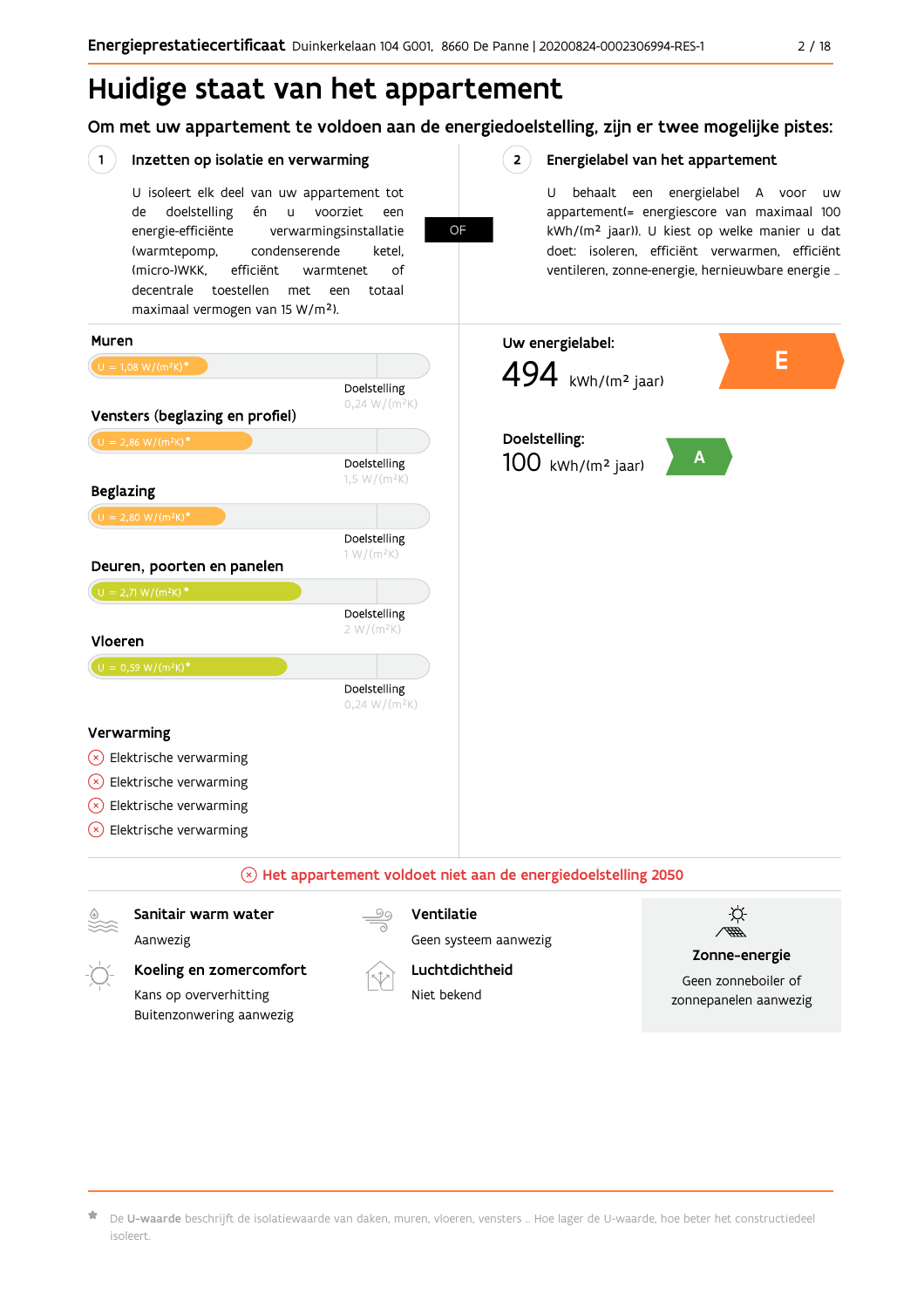# Huidige staat van het appartement

## Om met uw appartement te voldoen aan de energiedoelstelling, zijn er twee mogelijke pistes:

### 1 Inzetten op isolatie en verwarming

U isoleert elk deel van uw appartement tot de doelstelling én u voorziet een energie-efficiënte verwarmingsinstallatie (warmtepomp, condenserende ketel, (micro-)WKK, efficiënt warmtenet of decentrale toestellen met een totaal maximaal vermogen van 15 W/m²).

**OF**

### 2 Energielabel van het appartement

U behaalt een energielabel A voor uw appartement(= energiescore van maximaal 100 kWh/(m² jaar)). U kiest op welke manier u dat doet: isoleren, efficiënt verwarmen, efficiënt ventileren, zonne-energie, hernieuwbare energie …

**Muren**

U = 1,08 W/(m²K)*
Doelstelling 0,24 W/(m²K)

**Vensters (beglazing en profiel)**

U = 2,86 W/(m²K)*
Doelstelling 1,5 W/(m²K)

**Beglazing**

U = 2,80 W/(m²K)*
Doelstelling 1 W/(m²K)

**Deuren, poorten en panelen**

U = 2,71 W/(m²K)*
Doelstelling 2 W/(m²K)

**Vloeren**

U = 0,59 W/(m²K)*
Doelstelling 0,24 W/(m²K)

**Verwarming**

- ⊗ Elektrische verwarming
- ⊗ Elektrische verwarming
- ⊗ Elektrische verwarming
- ⊗ Elektrische verwarming

**Uw energielabel:**
494 kWh/(m² jaar) — **E**

**Doelstelling:**
100 kWh/(m² jaar) — **A**

⊗ **Het appartement voldoet niet aan de energiedoelstelling 2050**

**Sanitair warm water**
Aanwezig

**Ventilatie**
Geen systeem aanwezig

**Koeling en zomercomfort**
Kans op oververhitting
Buitenzonwering aanwezig

**Luchtdichtheid**
Niet bekend

**Zonne-energie**
Geen zonneboiler of zonnepanelen aanwezig

* De **U-waarde** beschrijft de isolatiewaarde van daken, muren, vloeren, vensters … Hoe lager de U-waarde, hoe beter het constructiedeel isoleert.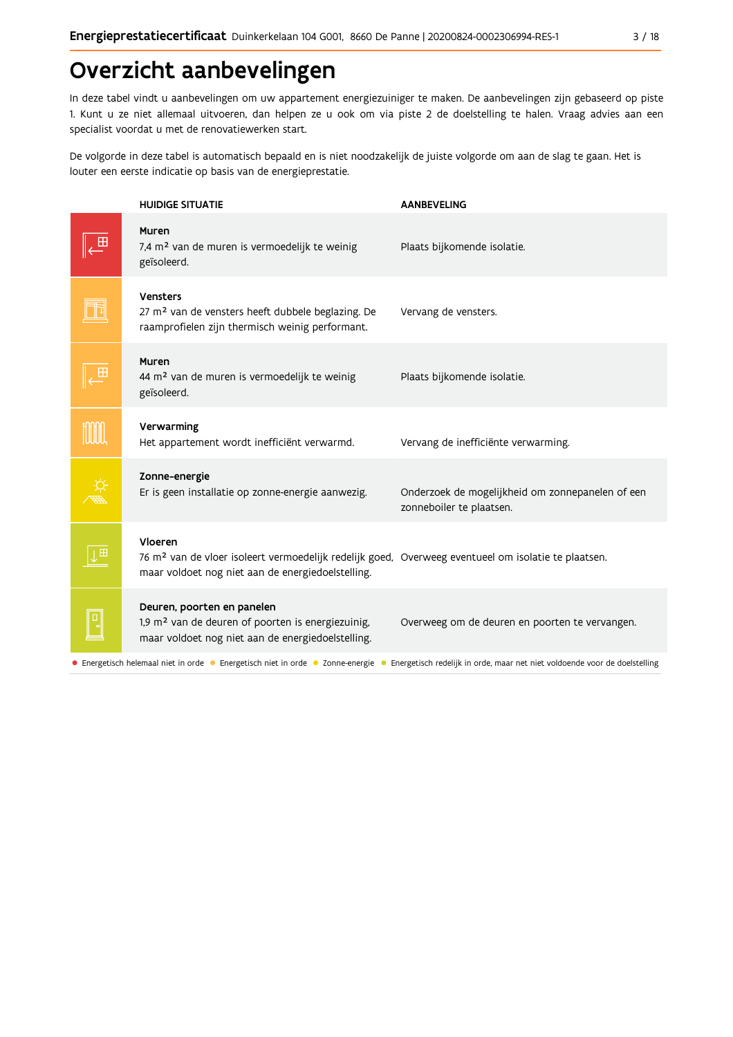# Overzicht aanbevelingen

In deze tabel vindt u aanbevelingen om uw appartement energiezuiniger te maken. De aanbevelingen zijn gebaseerd op piste 1. Kunt u ze niet allemaal uitvoeren, dan helpen ze u ook om via piste 2 de doelstelling te halen. Vraag advies aan een specialist voordat u met de renovatiewerken start.

De volgorde in deze tabel is automatisch bepaald en is niet noodzakelijk de juiste volgorde om aan de slag te gaan. Het is louter een eerste indicatie op basis van de energieprestatie.

| HUIDIGE SITUATIE | AANBEVELING |
|---|---|
| **Muren**<br>7,4 m² van de muren is vermoedelijk te weinig geïsoleerd. | Plaats bijkomende isolatie. |
| **Vensters**<br>27 m² van de vensters heeft dubbele beglazing. De raamprofielen zijn thermisch weinig performant. | Vervang de vensters. |
| **Muren**<br>44 m² van de muren is vermoedelijk te weinig geïsoleerd. | Plaats bijkomende isolatie. |
| **Verwarming**<br>Het appartement wordt inefficiënt verwarmd. | Vervang de inefficiënte verwarming. |
| **Zonne-energie**<br>Er is geen installatie op zonne-energie aanwezig. | Onderzoek de mogelijkheid om zonnepanelen of een zonneboiler te plaatsen. |
| **Vloeren**<br>76 m² van de vloer isoleert vermoedelijk redelijk goed, maar voldoet nog niet aan de energiedoelstelling. | Overweeg eventueel om isolatie te plaatsen. |
| **Deuren, poorten en panelen**<br>1,9 m² van de deuren of poorten is energiezuinig, maar voldoet nog niet aan de energiedoelstelling. | Overweeg om de deuren en poorten te vervangen. |

● Energetisch helemaal niet in orde ● Energetisch niet in orde ● Zonne-energie ● Energetisch redelijk in orde, maar net niet voldoende voor de doelstelling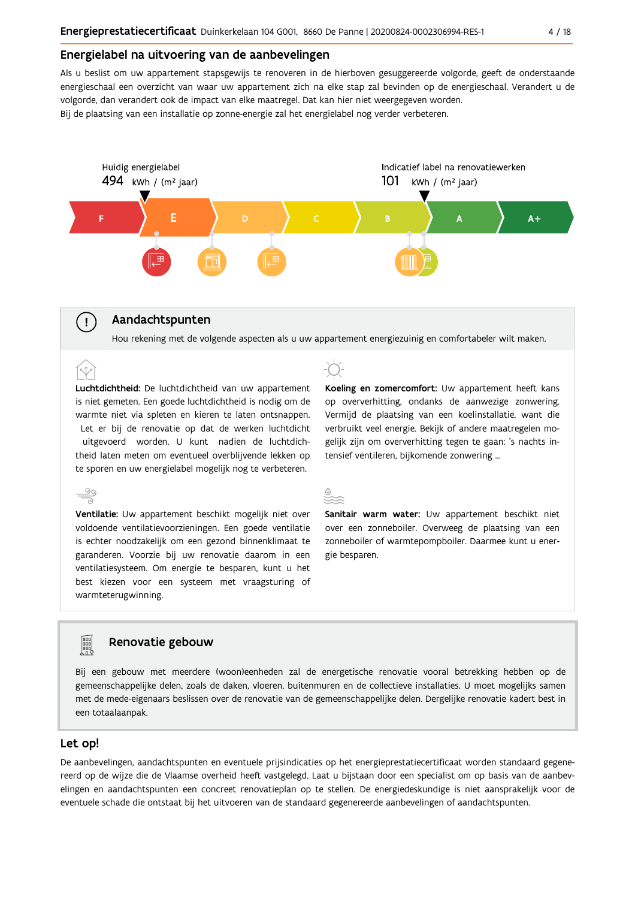## Energielabel na uitvoering van de aanbevelingen

Als u beslist om uw appartement stapsgewijs te renoveren in de hierboven gesuggereerde volgorde, geeft de onderstaande energieschaal een overzicht van waar uw appartement zich na elke stap zal bevinden op de energieschaal. Verandert u de volgorde, dan verandert ook de impact van elke maatregel. Dat kan hier niet weergegeven worden.
Bij de plaatsing van een installatie op zonne-energie zal het energielabel nog verder verbeteren.

Huidig energielabel
494 kWh / (m² jaar)

Indicatief label na renovatiewerken
101 kWh / (m² jaar)

F | E | D | C | B | A | A+

## Aandachtspunten

Hou rekening met de volgende aspecten als u uw appartement energiezuinig en comfortabeler wilt maken.

**Luchtdichtheid:** De luchtdichtheid van uw appartement is niet gemeten. Een goede luchtdichtheid is nodig om de warmte niet via spleten en kieren te laten ontsnappen. Let er bij de renovatie op dat de werken luchtdicht uitgevoerd worden. U kunt nadien de luchtdichtheid laten meten om eventueel overblijvende lekken op te sporen en uw energielabel mogelijk nog te verbeteren.

**Koeling en zomercomfort:** Uw appartement heeft kans op oververhitting, ondanks de aanwezige zonwering. Vermijd de plaatsing van een koelinstallatie, want die verbruikt veel energie. Bekijk of andere maatregelen mogelijk zijn om oververhitting tegen te gaan: 's nachts intensief ventileren, bijkomende zonwering ...

**Ventilatie:** Uw appartement beschikt mogelijk niet over voldoende ventilatievoorzieningen. Een goede ventilatie is echter noodzakelijk om een gezond binnenklimaat te garanderen. Voorzie bij uw renovatie daarom in een ventilatiesysteem. Om energie te besparen, kunt u het best kiezen voor een systeem met vraagsturing of warmteterugwinning.

**Sanitair warm water:** Uw appartement beschikt niet over een zonneboiler. Overweeg de plaatsing van een zonneboiler of warmtepompboiler. Daarmee kunt u energie besparen.

## Renovatie gebouw

Bij een gebouw met meerdere (woon)eenheden zal de energetische renovatie vooral betrekking hebben op de gemeenschappelijke delen, zoals de daken, vloeren, buitenmuren en de collectieve installaties. U moet mogelijks samen met de mede-eigenaars beslissen over de renovatie van de gemeenschappelijke delen. Dergelijke renovatie kadert best in een totaalaanpak.

## Let op!

De aanbevelingen, aandachtspunten en eventuele prijsindicaties op het energieprestatiecertificaat worden standaard gegenereerd op de wijze die de Vlaamse overheid heeft vastgelegd. Laat u bijstaan door een specialist om op basis van de aanbevelingen en aandachtspunten een concreet renovatieplan op te stellen. De energiedeskundige is niet aansprakelijk voor de eventuele schade die ontstaat bij het uitvoeren van de standaard gegenereerde aanbevelingen of aandachtspunten.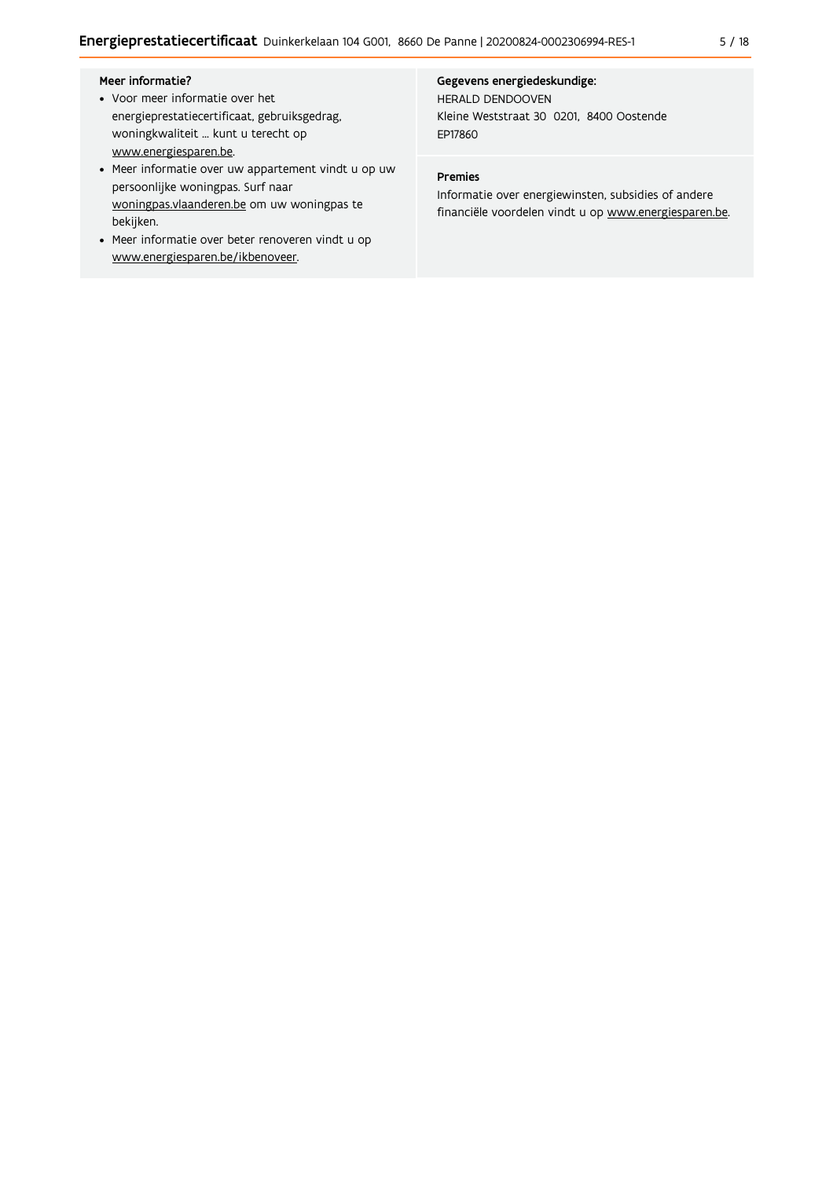**Meer informatie?**

- Voor meer informatie over het energieprestatiecertificaat, gebruiksgedrag, woningkwaliteit ... kunt u terecht op www.energiesparen.be.
- Meer informatie over uw appartement vindt u op uw persoonlijke woningpas. Surf naar woningpas.vlaanderen.be om uw woningpas te bekijken.
- Meer informatie over beter renoveren vindt u op www.energiesparen.be/ikbenoveer.

**Gegevens energiedeskundige:**

HERALD DENDOOVEN
Kleine Weststraat 30 0201, 8400 Oostende
EP17860

**Premies**

Informatie over energiewinsten, subsidies of andere financiële voordelen vindt u op www.energiesparen.be.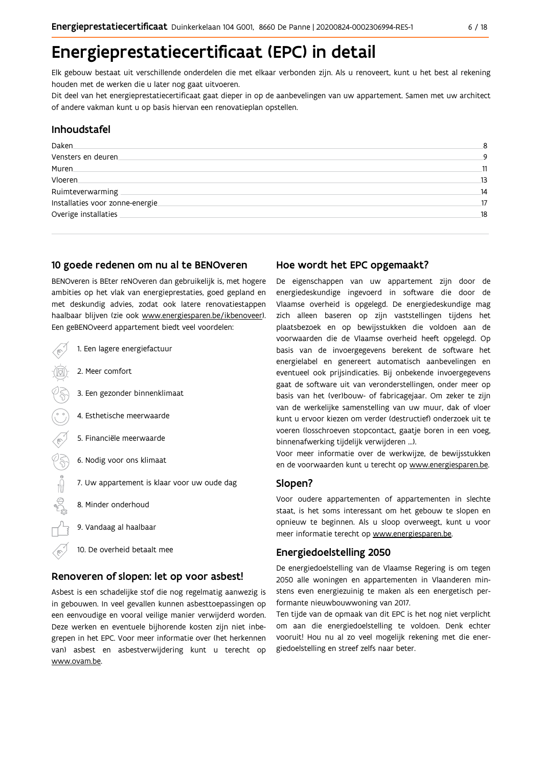# Energieprestatiecertificaat (EPC) in detail

Elk gebouw bestaat uit verschillende onderdelen die met elkaar verbonden zijn. Als u renoveert, kunt u het best al rekening houden met de werken die u later nog gaat uitvoeren.

Dit deel van het energieprestatiecertificaat gaat dieper in op de aanbevelingen van uw appartement. Samen met uw architect of andere vakman kunt u op basis hiervan een renovatieplan opstellen.

## Inhoudstafel

| | |
|---|---|
| Daken | 8 |
| Vensters en deuren | 9 |
| Muren | 11 |
| Vloeren | 13 |
| Ruimteverwarming | 14 |
| Installaties voor zonne-energie | 17 |
| Overige installaties | 18 |

## 10 goede redenen om nu al te BENOveren

BENOveren is BEter reNOveren dan gebruikelijk is, met hogere ambities op het vlak van energieprestaties, goed gepland en met deskundig advies, zodat ook latere renovatiestappen haalbaar blijven (zie ook www.energiesparen.be/ikbenoveer). Een geBENOveerd appartement biedt veel voordelen:

1. Een lagere energiefactuur
2. Meer comfort
3. Een gezonder binnenklimaat
4. Esthetische meerwaarde
5. Financiële meerwaarde
6. Nodig voor ons klimaat
7. Uw appartement is klaar voor uw oude dag
8. Minder onderhoud
9. Vandaag al haalbaar
10. De overheid betaalt mee

## Renoveren of slopen: let op voor asbest!

Asbest is een schadelijke stof die nog regelmatig aanwezig is in gebouwen. In veel gevallen kunnen asbesttoepassingen op een eenvoudige en vooral veilige manier verwijderd worden. Deze werken en eventuele bijhorende kosten zijn niet inbegrepen in het EPC. Voor meer informatie over (het herkennen van) asbest en asbestverwijdering kunt u terecht op www.ovam.be.

## Hoe wordt het EPC opgemaakt?

De eigenschappen van uw appartement zijn door de energiedeskundige ingevoerd in software die door de Vlaamse overheid is opgelegd. De energiedeskundige mag zich alleen baseren op zijn vaststellingen tijdens het plaatsbezoek en op bewijsstukken die voldoen aan de voorwaarden die de Vlaamse overheid heeft opgelegd. Op basis van de invoergegevens berekent de software het energielabel en genereert automatisch aanbevelingen en eventueel ook prijsindicaties. Bij onbekende invoergegevens gaat de software uit van veronderstellingen, onder meer op basis van het (ver)bouw- of fabricagejaar. Om zeker te zijn van de werkelijke samenstelling van uw muur, dak of vloer kunt u ervoor kiezen om verder (destructief) onderzoek uit te voeren (losschroeven stopcontact, gaatje boren in een voeg, binnenafwerking tijdelijk verwijderen ...).

Voor meer informatie over de werkwijze, de bewijsstukken en de voorwaarden kunt u terecht op www.energiesparen.be.

## Slopen?

Voor oudere appartementen of appartementen in slechte staat, is het soms interessant om het gebouw te slopen en opnieuw te beginnen. Als u sloop overweegt, kunt u voor meer informatie terecht op www.energiesparen.be.

## Energiedoelstelling 2050

De energiedoelstelling van de Vlaamse Regering is om tegen 2050 alle woningen en appartementen in Vlaanderen minstens even energiezuinig te maken als een energetisch performante nieuwbouwwoning van 2017.

Ten tijde van de opmaak van dit EPC is het nog niet verplicht om aan die energiedoelstelling te voldoen. Denk echter vooruit! Hou nu al zo veel mogelijk rekening met die energiedoelstelling en streef zelfs naar beter.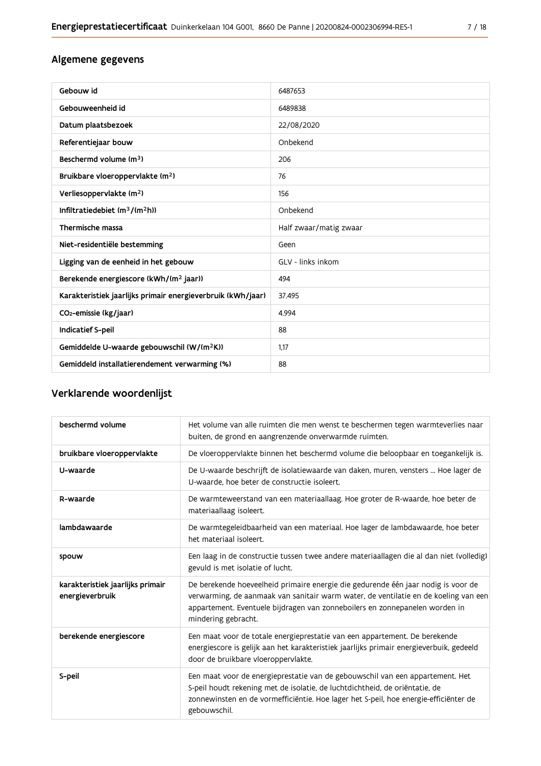## Algemene gegevens

| | |
|---|---|
| Gebouw id | 6487653 |
| Gebouweenheid id | 6489838 |
| Datum plaatsbezoek | 22/08/2020 |
| Referentiejaar bouw | Onbekend |
| Beschermd volume ($m^3$) | 206 |
| Bruikbare vloeroppervlakte ($m^2$) | 76 |
| Verliesoppervlakte ($m^2$) | 156 |
| Infiltratiedebiet ($m^3/(m^2h)$) | Onbekend |
| Thermische massa | Half zwaar/matig zwaar |
| Niet-residentiële bestemming | Geen |
| Ligging van de eenheid in het gebouw | GLV - links inkom |
| Berekende energiescore (kWh/($m^2$ jaar)) | 494 |
| Karakteristiek jaarlijks primair energieverbruik (kWh/jaar) | 37.495 |
| $CO_2$-emissie (kg/jaar) | 4.994 |
| Indicatief S-peil | 88 |
| Gemiddelde U-waarde gebouwschil (W/($m^2$K)) | 1,17 |
| Gemiddeld installatierendement verwarming (%) | 88 |

## Verklarende woordenlijst

| | |
|---|---|
| beschermd volume | Het volume van alle ruimten die men wenst te beschermen tegen warmteverlies naar buiten, de grond en aangrenzende onverwarmde ruimten. |
| bruikbare vloeroppervlakte | De vloeroppervlakte binnen het beschermd volume die beloopbaar en toegankelijk is. |
| U-waarde | De U-waarde beschrijft de isolatiewaarde van daken, muren, vensters ... Hoe lager de U-waarde, hoe beter de constructie isoleert. |
| R-waarde | De warmteweerstand van een materiaallaag. Hoe groter de R-waarde, hoe beter de materiaallaag isoleert. |
| lambdawaarde | De warmtegeleidbaarheid van een materiaal. Hoe lager de lambdawaarde, hoe beter het materiaal isoleert. |
| spouw | Een laag in de constructie tussen twee andere materiaallagen die al dan niet (volledig) gevuld is met isolatie of lucht. |
| karakteristiek jaarlijks primair energieverbruik | De berekende hoeveelheid primaire energie die gedurende één jaar nodig is voor de verwarming, de aanmaak van sanitair warm water, de ventilatie en de koeling van een appartement. Eventuele bijdragen van zonneboilers en zonnepanelen worden in mindering gebracht. |
| berekende energiescore | Een maat voor de totale energieprestatie van een appartement. De berekende energiescore is gelijk aan het karakteristiek jaarlijks primair energieverbuik, gedeeld door de bruikbare vloeroppervlakte. |
| S-peil | Een maat voor de energieprestatie van de gebouwschil van een appartement. Het S-peil houdt rekening met de isolatie, de luchtdichtheid, de oriëntatie, de zonnewinsten en de vormefficiëntie. Hoe lager het S-peil, hoe energie-efficiënter de gebouwschil. |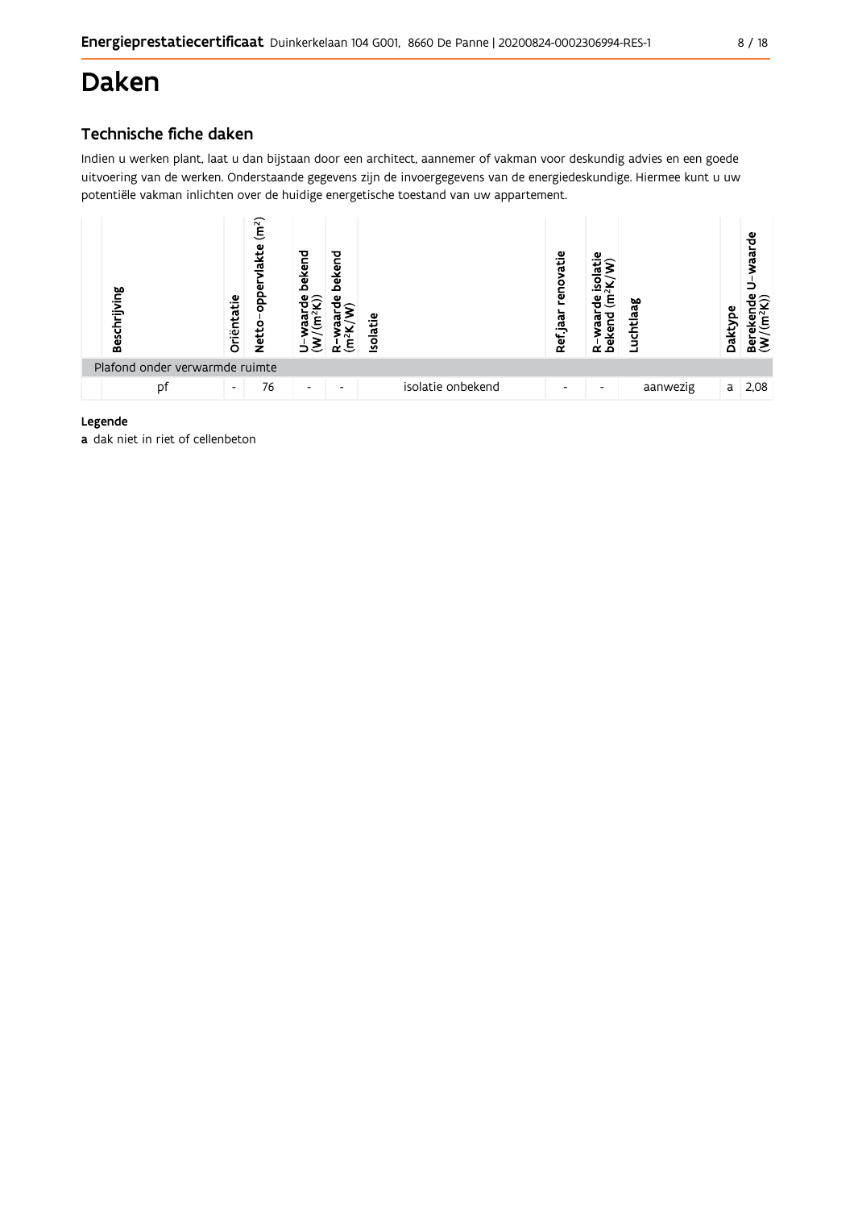# Daken

## Technische fiche daken

Indien u werken plant, laat u dan bijstaan door een architect, aannemer of vakman voor deskundig advies en een goede uitvoering van de werken. Onderstaande gegevens zijn de invoergegevens van de energiedeskundige. Hiermee kunt u uw potentiële vakman inlichten over de huidige energetische toestand van uw appartement.

| | Beschrijving | Oriëntatie | Netto-oppervlakte ($m^2$) | U-waarde bekend ($W/(m^2K)$) | R-waarde bekend ($m^2K/W$) | Isolatie | Ref.jaar renovatie | R-waarde isolatie bekend ($m^2K/W$) | Luchtlaag | Daktype | Berekende U-waarde ($W/(m^2K)$) |
|---|---|---|---|---|---|---|---|---|---|---|---|
| Plafond onder verwarmde ruimte | | | | | | | | | | | |
| | pf | - | 76 | - | - | isolatie onbekend | - | - | aanwezig | a | 2,08 |

**Legende**

**a** dak niet in riet of cellenbeton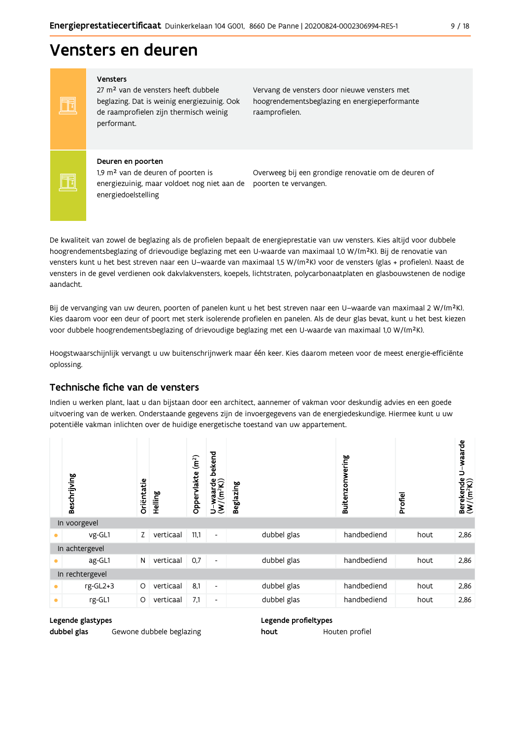# Vensters en deuren

**Vensters**

27 m² van de vensters heeft dubbele beglazing. Dat is weinig energiezuinig. Ook de raamprofielen zijn thermisch weinig performant.

Vervang de vensters door nieuwe vensters met hoogrendementsbeglazing en energieperformante raamprofielen.

**Deuren en poorten**

1,9 m² van de deuren of poorten is energiezuinig, maar voldoet nog niet aan de energiedoelstelling

Overweeg bij een grondige renovatie om de deuren of poorten te vervangen.

De kwaliteit van zowel de beglazing als de profielen bepaalt de energieprestatie van uw vensters. Kies altijd voor dubbele hoogrendementsbeglazing of drievoudige beglazing met een U-waarde van maximaal 1,0 W/(m²K). Bij de renovatie van vensters kunt u het best streven naar een U–waarde van maximaal 1,5 W/(m²K) voor de vensters (glas + profielen). Naast de vensters in de gevel verdienen ook dakvlakvensters, koepels, lichtstraten, polycarbonaatplaten en glasbouwstenen de nodige aandacht.

Bij de vervanging van uw deuren, poorten of panelen kunt u het best streven naar een U–waarde van maximaal 2 W/(m²K). Kies daarom voor een deur of poort met sterk isolerende profielen en panelen. Als de deur glas bevat, kunt u het best kiezen voor dubbele hoogrendementsbeglazing of drievoudige beglazing met een U-waarde van maximaal 1,0 W/(m²K).

Hoogstwaarschijnlijk vervangt u uw buitenschrijnwerk maar één keer. Kies daarom meteen voor de meest energie-efficiënte oplossing.

## Technische fiche van de vensters

Indien u werken plant, laat u dan bijstaan door een architect, aannemer of vakman voor deskundig advies en een goede uitvoering van de werken. Onderstaande gegevens zijn de invoergegevens van de energiedeskundige. Hiermee kunt u uw potentiële vakman inlichten over de huidige energetische toestand van uw appartement.

| | Beschrijving | Oriëntatie | Helling | Oppervlakte (m²) | U–waarde bekend (W/(m²K)) | Beglazing | Buitenzonwering | Profiel | Berekende U–waarde (W/(m²K)) |
|---|---|---|---|---|---|---|---|---|---|
| In voorgevel | | | | | | | | | |
| • | vg-GL1 | Z | verticaal | 11,1 | - | dubbel glas | handbediend | hout | 2,86 |
| In achtergevel | | | | | | | | | |
| • | ag-GL1 | N | verticaal | 0,7 | - | dubbel glas | handbediend | hout | 2,86 |
| In rechtergevel | | | | | | | | | |
| • | rg-GL2+3 | O | verticaal | 8,1 | - | dubbel glas | handbediend | hout | 2,86 |
| • | rg-GL1 | O | verticaal | 7,1 | - | dubbel glas | handbediend | hout | 2,86 |

**Legende glastypes**

**dubbel glas** Gewone dubbele beglazing

**Legende profieltypes**

**hout** Houten profiel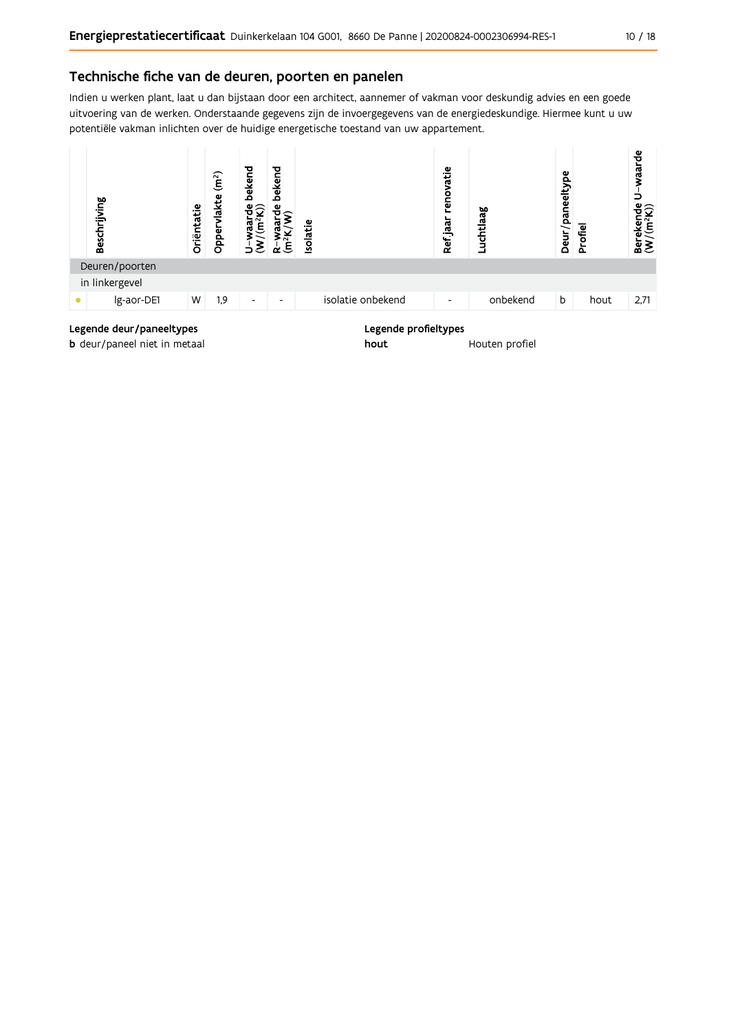## Technische fiche van de deuren, poorten en panelen

Indien u werken plant, laat u dan bijstaan door een architect, aannemer of vakman voor deskundig advies en een goede uitvoering van de werken. Onderstaande gegevens zijn de invoergegevens van de energiedeskundige. Hiermee kunt u uw potentiële vakman inlichten over de huidige energetische toestand van uw appartement.

| | Beschrijving | Oriëntatie | Oppervlakte (m²) | U–waarde bekend (W/(m²K)) | R–waarde bekend (m²K/W) | Isolatie | Ref.jaar renovatie | Luchtlaag | Deur/paneeltype | Profiel | Berekende U–waarde (W/(m²K)) |
|---|---|---|---|---|---|---|---|---|---|---|---|
| Deuren/poorten | | | | | | | | | | | |
| in linkergevel | | | | | | | | | | | |
| • | lg-aor-DE1 | W | 1,9 | - | - | isolatie onbekend | - | onbekend | b | hout | 2,71 |

**Legende deur/paneeltypes**

**b** deur/paneel niet in metaal

**Legende profieltypes**

**hout** Houten profiel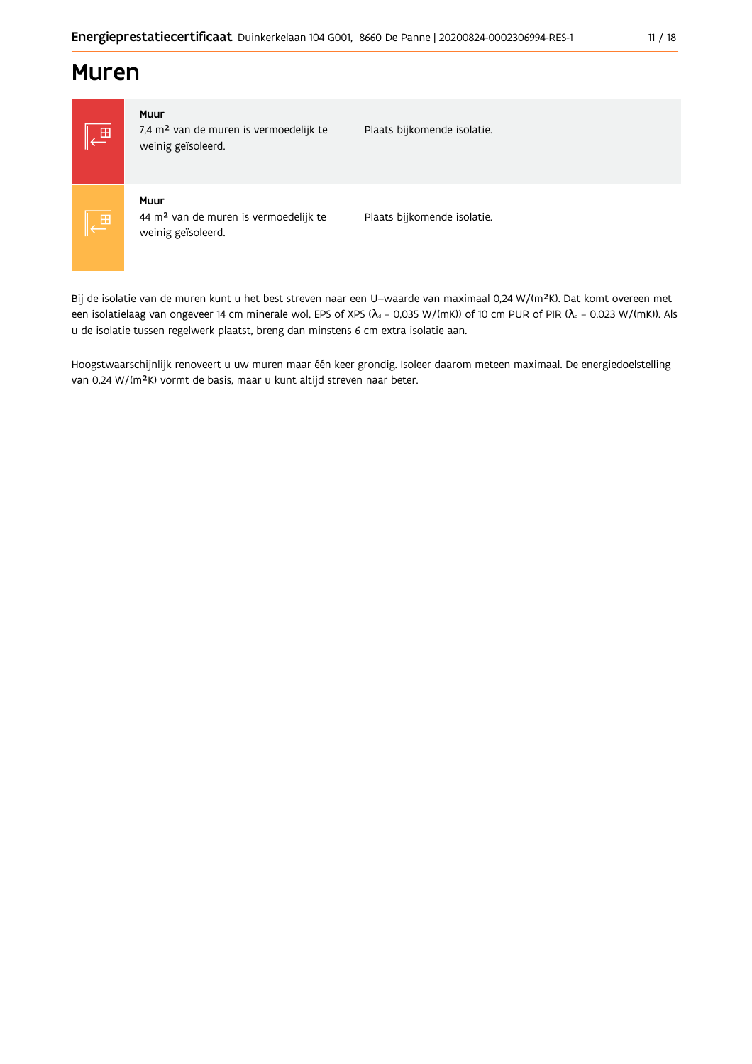# Muren

| | | |
|---|---|---|
| | **Muur**<br>7,4 m² van de muren is vermoedelijk te weinig geïsoleerd. | Plaats bijkomende isolatie. |
| | **Muur**<br>44 m² van de muren is vermoedelijk te weinig geïsoleerd. | Plaats bijkomende isolatie. |

Bij de isolatie van de muren kunt u het best streven naar een U-waarde van maximaal 0,24 W/(m²K). Dat komt overeen met een isolatielaag van ongeveer 14 cm minerale wol, EPS of XPS ($\lambda_d$ = 0,035 W/(mK)) of 10 cm PUR of PIR ($\lambda_d$ = 0,023 W/(mK)). Als u de isolatie tussen regelwerk plaatst, breng dan minstens 6 cm extra isolatie aan.

Hoogstwaarschijnlijk renoveert u uw muren maar één keer grondig. Isoleer daarom meteen maximaal. De energiedoelstelling van 0,24 W/(m²K) vormt de basis, maar u kunt altijd streven naar beter.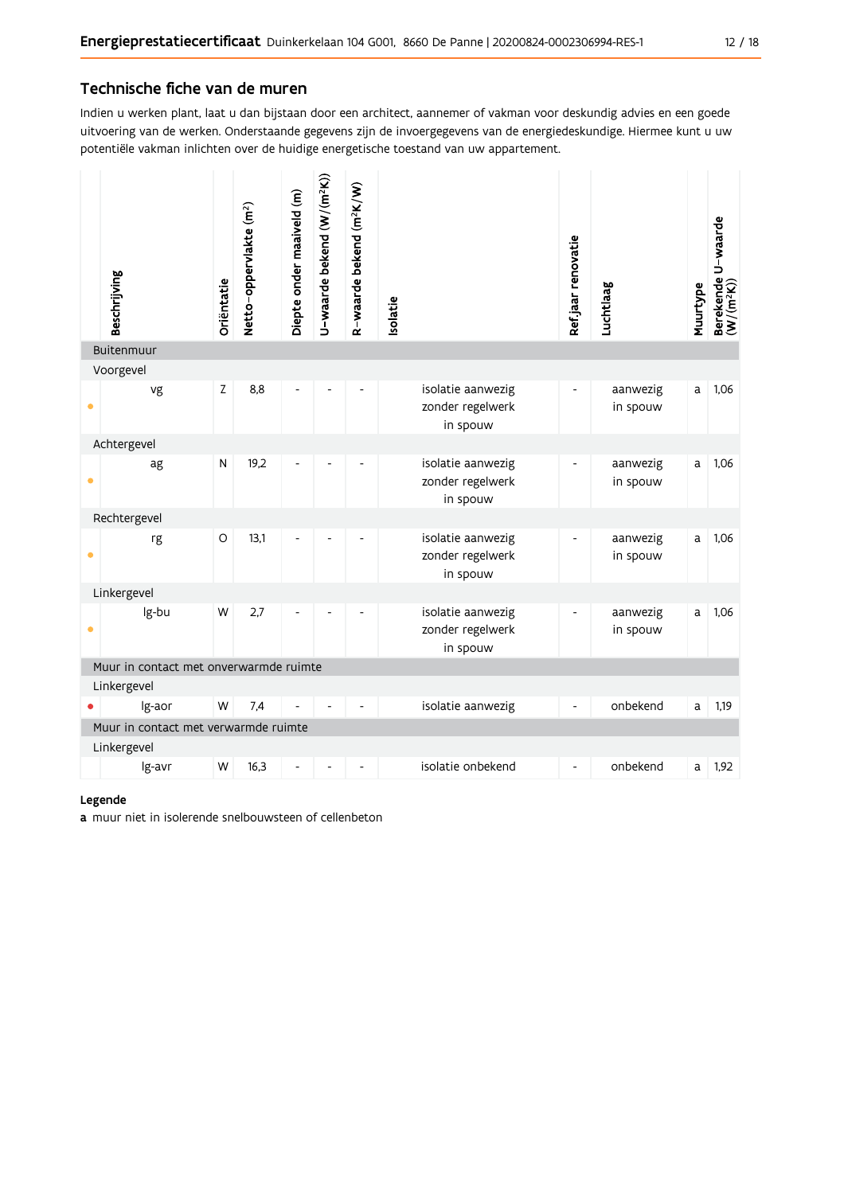## Technische fiche van de muren

Indien u werken plant, laat u dan bijstaan door een architect, aannemer of vakman voor deskundig advies en een goede uitvoering van de werken. Onderstaande gegevens zijn de invoergegevens van de energiedeskundige. Hiermee kunt u uw potentiële vakman inlichten over de huidige energetische toestand van uw appartement.

| | Beschrijving | Oriëntatie | Netto-oppervlakte ($m^2$) | Diepte onder maaiveld (m) | U-waarde bekend ($W/(m^2K)$) | R-waarde bekend ($m^2K/W$) | Isolatie | Ref.jaar renovatie | Luchtlaag | Muurtype | Berekende U-waarde ($W/(m^2K)$) |
|---|---|---|---|---|---|---|---|---|---|---|---|
| **Buitenmuur** | | | | | | | | | | | |
| Voorgevel | | | | | | | | | | | |
| • | vg | Z | 8,8 | - | - | - | isolatie aanwezig zonder regelwerk in spouw | - | aanwezig in spouw | a | 1,06 |
| Achtergevel | | | | | | | | | | | |
| • | ag | N | 19,2 | - | - | - | isolatie aanwezig zonder regelwerk in spouw | - | aanwezig in spouw | a | 1,06 |
| Rechtergevel | | | | | | | | | | | |
| • | rg | O | 13,1 | - | - | - | isolatie aanwezig zonder regelwerk in spouw | - | aanwezig in spouw | a | 1,06 |
| Linkergevel | | | | | | | | | | | |
| • | lg-bu | W | 2,7 | - | - | - | isolatie aanwezig zonder regelwerk in spouw | - | aanwezig in spouw | a | 1,06 |
| **Muur in contact met onverwarmde ruimte** | | | | | | | | | | | |
| Linkergevel | | | | | | | | | | | |
| • | lg-aor | W | 7,4 | - | - | - | isolatie aanwezig | - | onbekend | a | 1,19 |
| **Muur in contact met verwarmde ruimte** | | | | | | | | | | | |
| Linkergevel | | | | | | | | | | | |
| | lg-avr | W | 16,3 | - | - | - | isolatie onbekend | - | onbekend | a | 1,92 |

**Legende**

**a** muur niet in isolerende snelbouwsteen of cellenbeton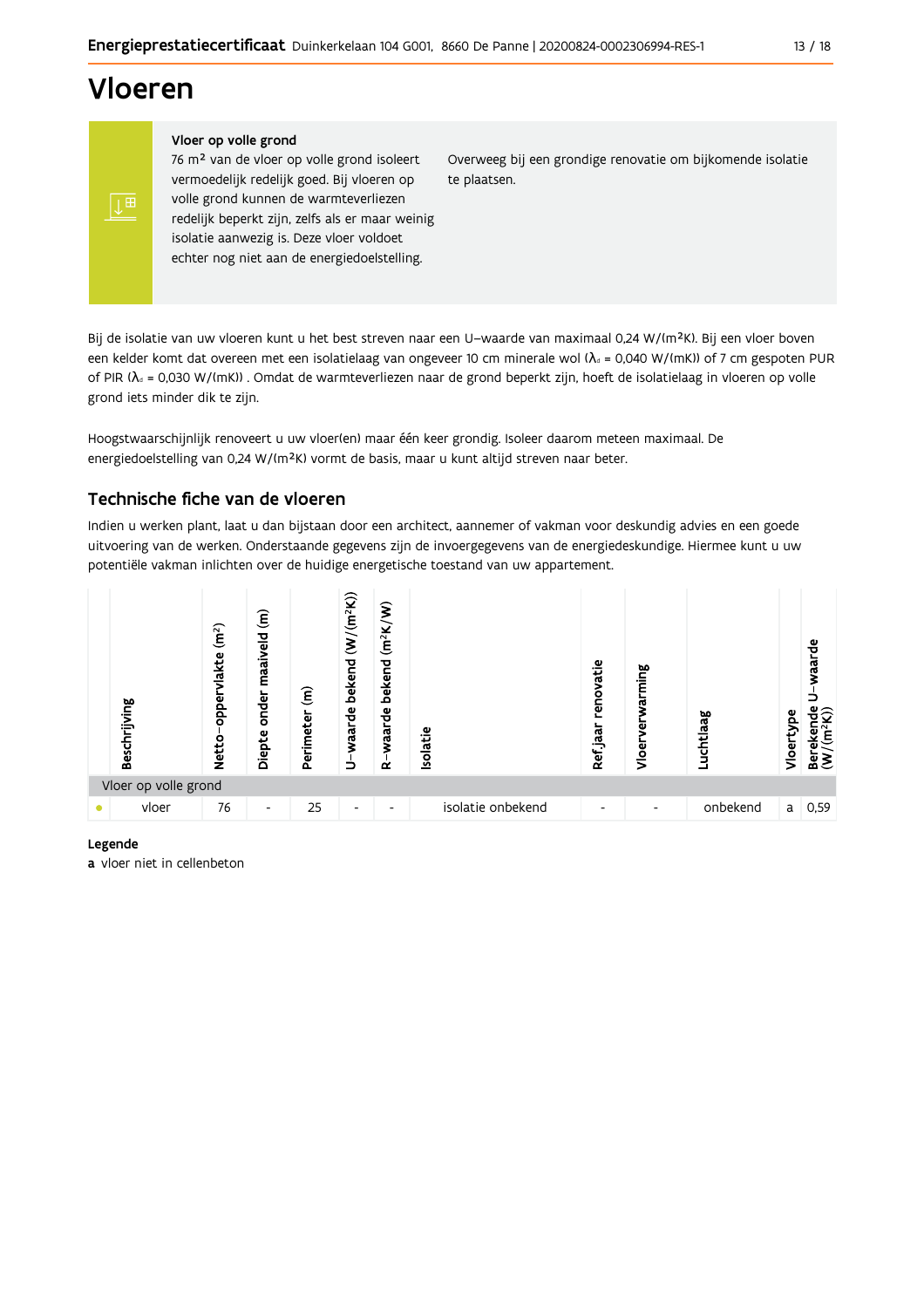# Vloeren

**Vloer op volle grond**

76 m² van de vloer op volle grond isoleert vermoedelijk redelijk goed. Bij vloeren op volle grond kunnen de warmteverliezen redelijk beperkt zijn, zelfs als er maar weinig isolatie aanwezig is. Deze vloer voldoet echter nog niet aan de energiedoelstelling.

Overweeg bij een grondige renovatie om bijkomende isolatie te plaatsen.

Bij de isolatie van uw vloeren kunt u het best streven naar een U–waarde van maximaal 0,24 W/(m²K). Bij een vloer boven een kelder komt dat overeen met een isolatielaag van ongeveer 10 cm minerale wol ($\lambda_d$ = 0,040 W/(mK)) of 7 cm gespoten PUR of PIR ($\lambda_d$ = 0,030 W/(mK)) . Omdat de warmteverliezen naar de grond beperkt zijn, hoeft de isolatielaag in vloeren op volle grond iets minder dik te zijn.

Hoogstwaarschijnlijk renoveert u uw vloer(en) maar één keer grondig. Isoleer daarom meteen maximaal. De energiedoelstelling van 0,24 W/(m²K) vormt de basis, maar u kunt altijd streven naar beter.

## Technische fiche van de vloeren

Indien u werken plant, laat u dan bijstaan door een architect, aannemer of vakman voor deskundig advies en een goede uitvoering van de werken. Onderstaande gegevens zijn de invoergegevens van de energiedeskundige. Hiermee kunt u uw potentiële vakman inlichten over de huidige energetische toestand van uw appartement.

| | Beschrijving | Netto-oppervlakte (m²) | Diepte onder maaiveld (m) | Perimeter (m) | U–waarde bekend (W/(m²K)) | R–waarde bekend (m²K/W) | Isolatie | Ref.jaar renovatie | Vloerverwarming | Luchtlaag | Vloertype | Berekende U–waarde (W/(m²K)) |
|---|---|---|---|---|---|---|---|---|---|---|---|---|
| Vloer op volle grond | | | | | | | | | | | | |
| • | vloer | 76 | - | 25 | - | - | isolatie onbekend | - | - | onbekend | a | 0,59 |

**Legende**

**a** vloer niet in cellenbeton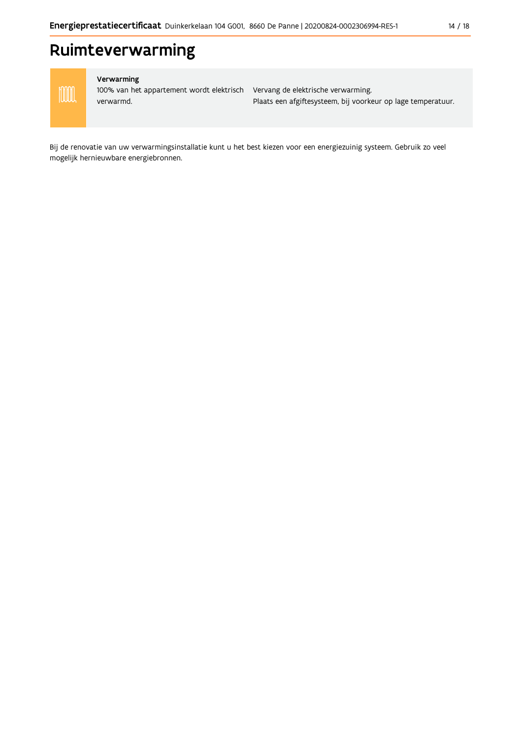# Ruimteverwarming

| Verwarming | |
| --- | --- |
| 100% van het appartement wordt elektrisch verwarmd. | Vervang de elektrische verwarming.<br>Plaats een afgiftesysteem, bij voorkeur op lage temperatuur. |

Bij de renovatie van uw verwarmingsinstallatie kunt u het best kiezen voor een energiezuinig systeem. Gebruik zo veel mogelijk hernieuwbare energiebronnen.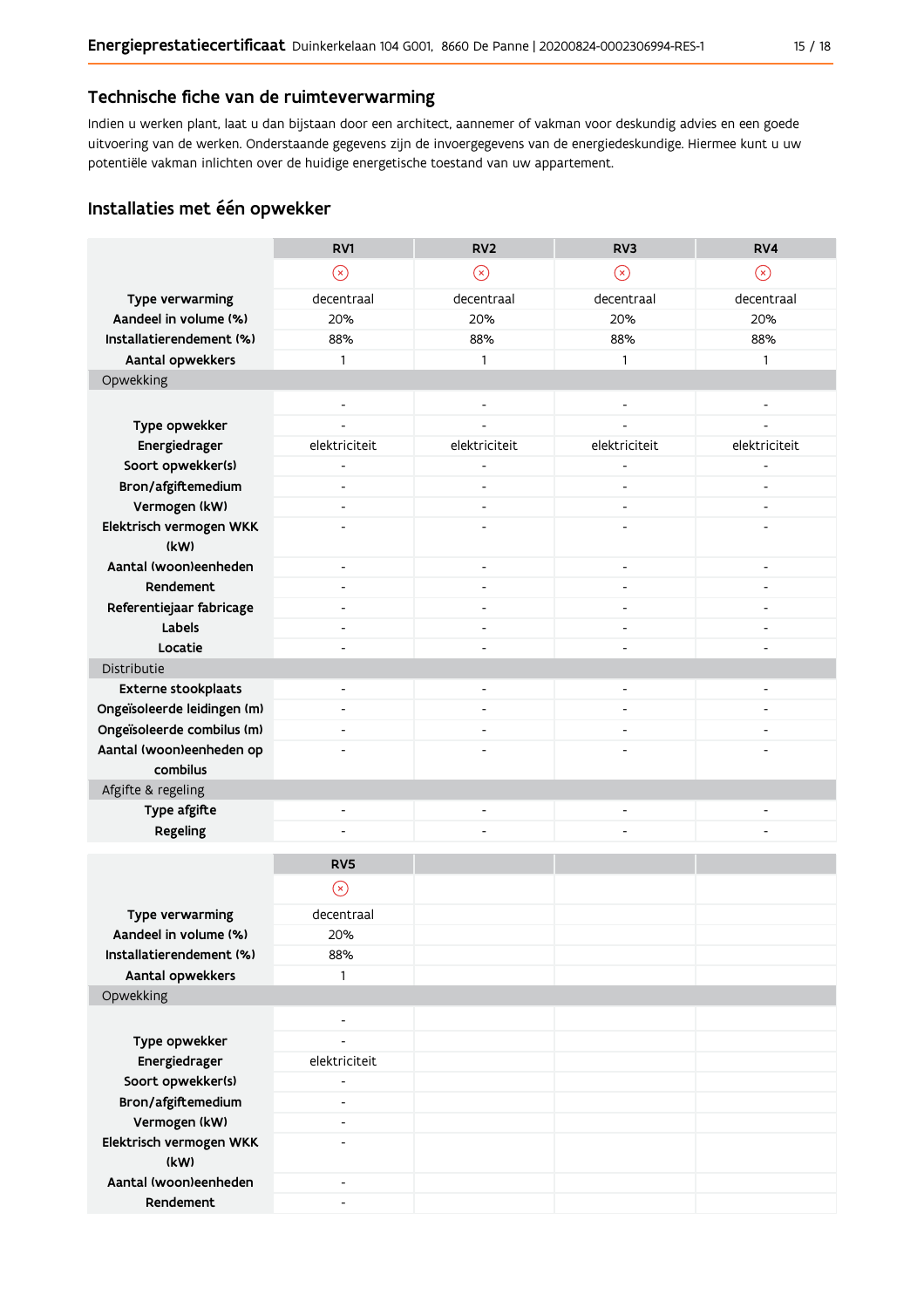## Technische fiche van de ruimteverwarming

Indien u werken plant, laat u dan bijstaan door een architect, aannemer of vakman voor deskundig advies en een goede uitvoering van de werken. Onderstaande gegevens zijn de invoergegevens van de energiedeskundige. Hiermee kunt u uw potentiële vakman inlichten over de huidige energetische toestand van uw appartement.

## Installaties met één opwekker

| | RV1 | RV2 | RV3 | RV4 |
|---|---|---|---|---|
| | ⊗ | ⊗ | ⊗ | ⊗ |
| **Type verwarming** | decentraal | decentraal | decentraal | decentraal |
| **Aandeel in volume (%)** | 20% | 20% | 20% | 20% |
| **Installatierendement (%)** | 88% | 88% | 88% | 88% |
| **Aantal opwekkers** | 1 | 1 | 1 | 1 |
| Opwekking | | | | |
| | - | - | - | - |
| **Type opwekker** | - | - | - | - |
| **Energiedrager** | elektriciteit | elektriciteit | elektriciteit | elektriciteit |
| **Soort opwekker(s)** | - | - | - | - |
| **Bron/afgiftemedium** | - | - | - | - |
| **Vermogen (kW)** | - | - | - | - |
| **Elektrisch vermogen WKK (kW)** | - | - | - | - |
| **Aantal (woon)eenheden** | - | - | - | - |
| **Rendement** | - | - | - | - |
| **Referentiejaar fabricage** | - | - | - | - |
| **Labels** | - | - | - | - |
| **Locatie** | - | - | - | - |
| Distributie | | | | |
| **Externe stookplaats** | - | - | - | - |
| **Ongeïsoleerde leidingen (m)** | - | - | - | - |
| **Ongeïsoleerde combilus (m)** | - | - | - | - |
| **Aantal (woon)eenheden op combilus** | - | - | - | - |
| Afgifte & regeling | | | | |
| **Type afgifte** | - | - | - | - |
| **Regeling** | - | - | - | - |

| | RV5 | | | |
|---|---|---|---|---|
| | ⊗ | | | |
| **Type verwarming** | decentraal | | | |
| **Aandeel in volume (%)** | 20% | | | |
| **Installatierendement (%)** | 88% | | | |
| **Aantal opwekkers** | 1 | | | |
| Opwekking | | | | |
| | - | | | |
| **Type opwekker** | - | | | |
| **Energiedrager** | elektriciteit | | | |
| **Soort opwekker(s)** | - | | | |
| **Bron/afgiftemedium** | - | | | |
| **Vermogen (kW)** | - | | | |
| **Elektrisch vermogen WKK (kW)** | - | | | |
| **Aantal (woon)eenheden** | - | | | |
| **Rendement** | - | | | |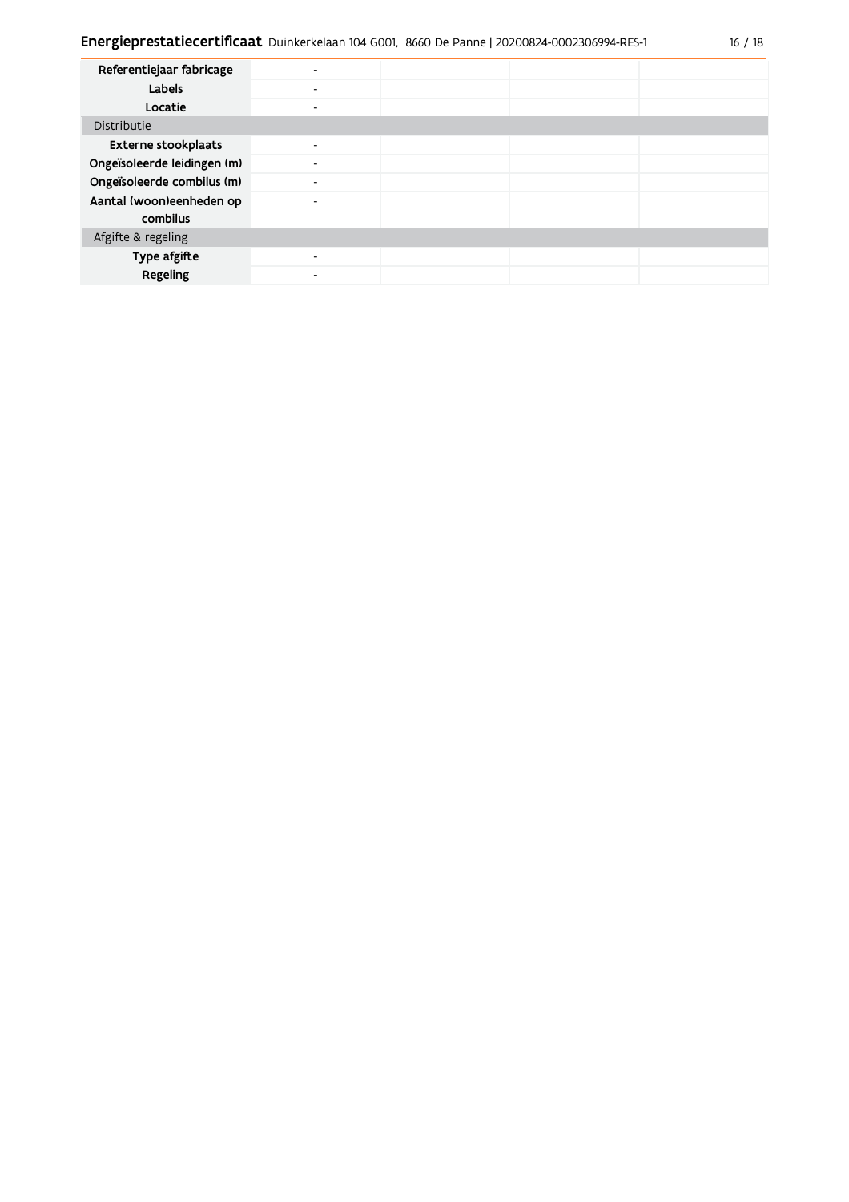| | | | | |
|---|---|---|---|---|
| **Referentiejaar fabricage** | - | | | |
| **Labels** | - | | | |
| **Locatie** | - | | | |
| Distributie | | | | |
| **Externe stookplaats** | - | | | |
| **Ongeïsoleerde leidingen (m)** | - | | | |
| **Ongeïsoleerde combilus (m)** | - | | | |
| **Aantal (woon)eenheden op combilus** | - | | | |
| Afgifte & regeling | | | | |
| **Type afgifte** | - | | | |
| **Regeling** | - | | | |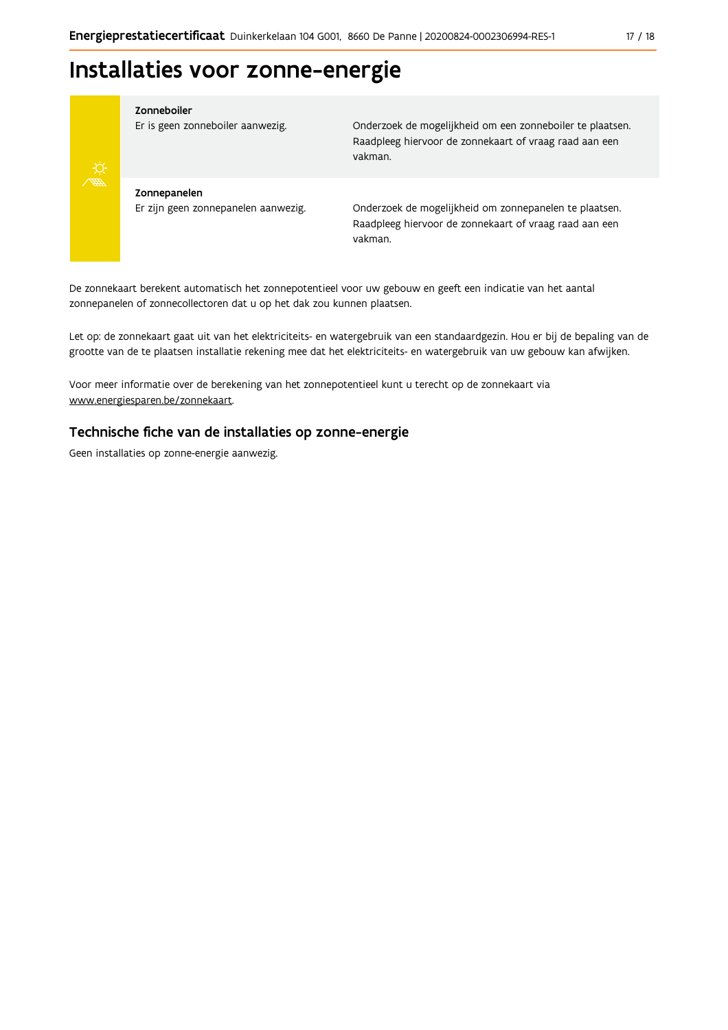# Installaties voor zonne-energie

| | |
|---|---|
| **Zonneboiler**<br>Er is geen zonneboiler aanwezig. | Onderzoek de mogelijkheid om een zonneboiler te plaatsen. Raadpleeg hiervoor de zonnekaart of vraag raad aan een vakman. |
| **Zonnepanelen**<br>Er zijn geen zonnepanelen aanwezig. | Onderzoek de mogelijkheid om zonnepanelen te plaatsen. Raadpleeg hiervoor de zonnekaart of vraag raad aan een vakman. |

De zonnekaart berekent automatisch het zonnepotentieel voor uw gebouw en geeft een indicatie van het aantal zonnepanelen of zonnecollectoren dat u op het dak zou kunnen plaatsen.

Let op: de zonnekaart gaat uit van het elektriciteits- en watergebruik van een standaardgezin. Hou er bij de bepaling van de grootte van de te plaatsen installatie rekening mee dat het elektriciteits- en watergebruik van uw gebouw kan afwijken.

Voor meer informatie over de berekening van het zonnepotentieel kunt u terecht op de zonnekaart via www.energiesparen.be/zonnekaart.

## Technische fiche van de installaties op zonne-energie

Geen installaties op zonne-energie aanwezig.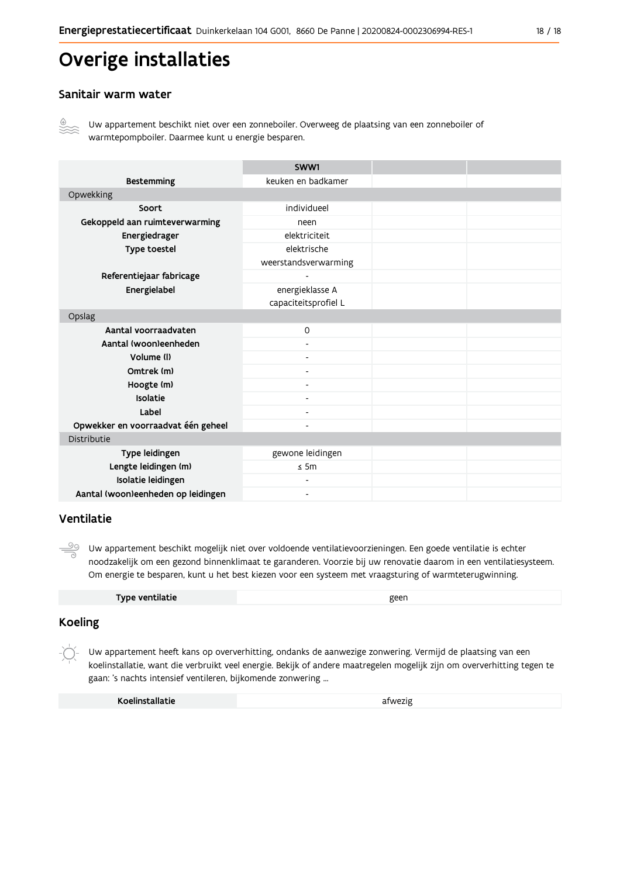# Overige installaties

## Sanitair warm water

Uw appartement beschikt niet over een zonneboiler. Overweeg de plaatsing van een zonneboiler of warmtepompboiler. Daarmee kunt u energie besparen.

| | SWW1 | | |
|---|---|---|---|
| **Bestemming** | keuken en badkamer | | |
| Opwekking | | | |
| **Soort** | individueel | | |
| **Gekoppeld aan ruimteverwarming** | neen | | |
| **Energiedrager** | elektriciteit | | |
| **Type toestel** | elektrische weerstandsverwarming | | |
| **Referentiejaar fabricage** | - | | |
| **Energielabel** | energieklasse A capaciteitsprofiel L | | |
| Opslag | | | |
| **Aantal voorraadvaten** | 0 | | |
| **Aantal (woon)eenheden** | - | | |
| **Volume (l)** | - | | |
| **Omtrek (m)** | - | | |
| **Hoogte (m)** | - | | |
| **Isolatie** | - | | |
| **Label** | - | | |
| **Opwekker en voorraadvat één geheel** | - | | |
| Distributie | | | |
| **Type leidingen** | gewone leidingen | | |
| **Lengte leidingen (m)** | ≤ 5m | | |
| **Isolatie leidingen** | - | | |
| **Aantal (woon)eenheden op leidingen** | - | | |

## Ventilatie

Uw appartement beschikt mogelijk niet over voldoende ventilatievoorzieningen. Een goede ventilatie is echter noodzakelijk om een gezond binnenklimaat te garanderen. Voorzie bij uw renovatie daarom in een ventilatiesysteem. Om energie te besparen, kunt u het best kiezen voor een systeem met vraagsturing of warmteterugwinning.

| | |
|---|---|
| **Type ventilatie** | geen |

## Koeling

Uw appartement heeft kans op oververhitting, ondanks de aanwezige zonwering. Vermijd de plaatsing van een koelinstallatie, want die verbruikt veel energie. Bekijk of andere maatregelen mogelijk zijn om oververhitting tegen te gaan: 's nachts intensief ventileren, bijkomende zonwering ...

| | |
|---|---|
| **Koelinstallatie** | afwezig |